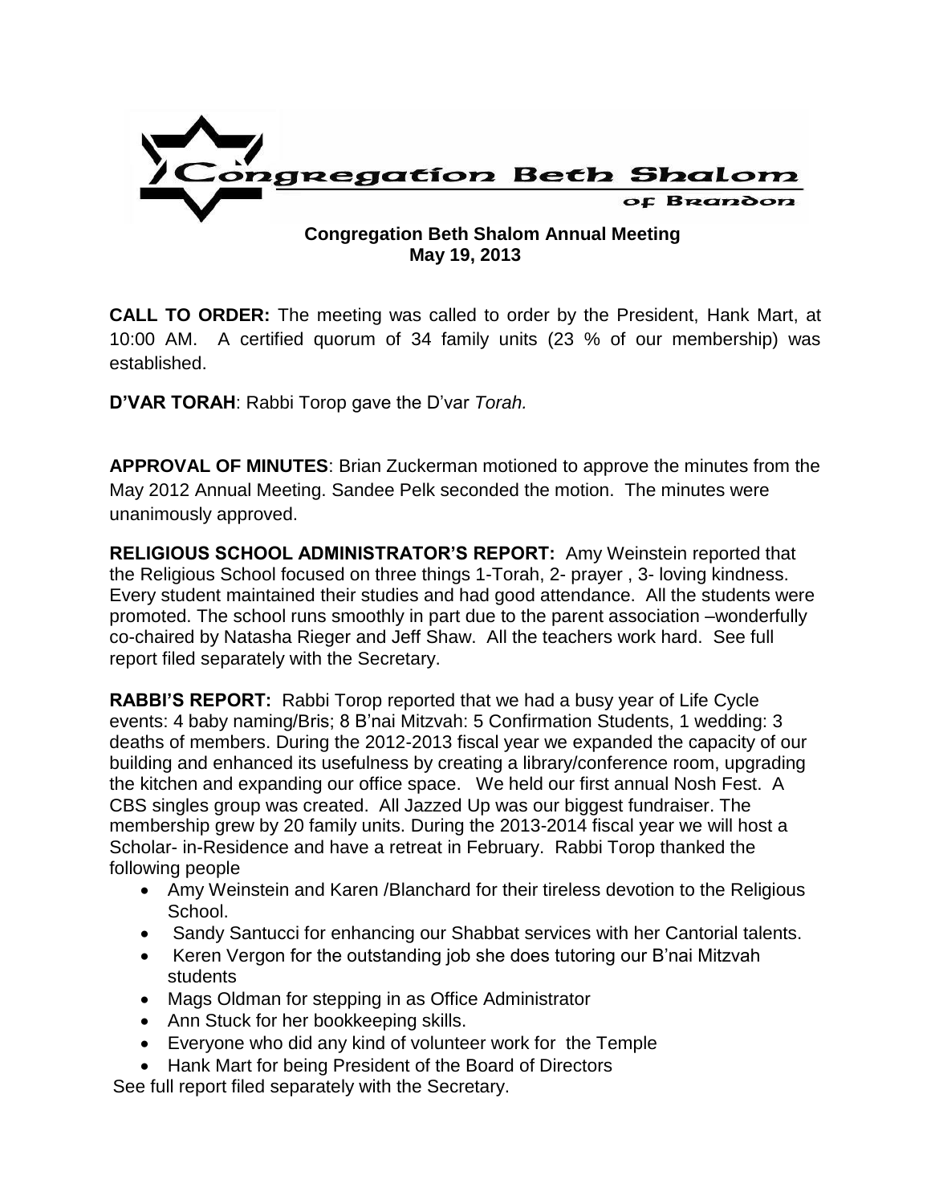Congregation Beth Shalom of Brandon

**Congregation Beth Shalom Annual Meeting**
**May 19, 2013**

**CALL TO ORDER:** The meeting was called to order by the President, Hank Mart, at 10:00 AM. A certified quorum of 34 family units (23 % of our membership) was established.

**D'VAR TORAH**: Rabbi Torop gave the D'var *Torah.*

**APPROVAL OF MINUTES**: Brian Zuckerman motioned to approve the minutes from the May 2012 Annual Meeting. Sandee Pelk seconded the motion. The minutes were unanimously approved.

**RELIGIOUS SCHOOL ADMINISTRATOR'S REPORT:** Amy Weinstein reported that the Religious School focused on three things 1-Torah, 2- prayer , 3- loving kindness. Every student maintained their studies and had good attendance. All the students were promoted. The school runs smoothly in part due to the parent association –wonderfully co-chaired by Natasha Rieger and Jeff Shaw. All the teachers work hard. See full report filed separately with the Secretary.

**RABBI'S REPORT:** Rabbi Torop reported that we had a busy year of Life Cycle events: 4 baby naming/Bris; 8 B'nai Mitzvah: 5 Confirmation Students, 1 wedding: 3 deaths of members. During the 2012-2013 fiscal year we expanded the capacity of our building and enhanced its usefulness by creating a library/conference room, upgrading the kitchen and expanding our office space. We held our first annual Nosh Fest. A CBS singles group was created. All Jazzed Up was our biggest fundraiser. The membership grew by 20 family units. During the 2013-2014 fiscal year we will host a Scholar- in-Residence and have a retreat in February. Rabbi Torop thanked the following people

- Amy Weinstein and Karen /Blanchard for their tireless devotion to the Religious School.
- Sandy Santucci for enhancing our Shabbat services with her Cantorial talents.
- Keren Vergon for the outstanding job she does tutoring our B'nai Mitzvah students
- Mags Oldman for stepping in as Office Administrator
- Ann Stuck for her bookkeeping skills.
- Everyone who did any kind of volunteer work for the Temple
- Hank Mart for being President of the Board of Directors

See full report filed separately with the Secretary.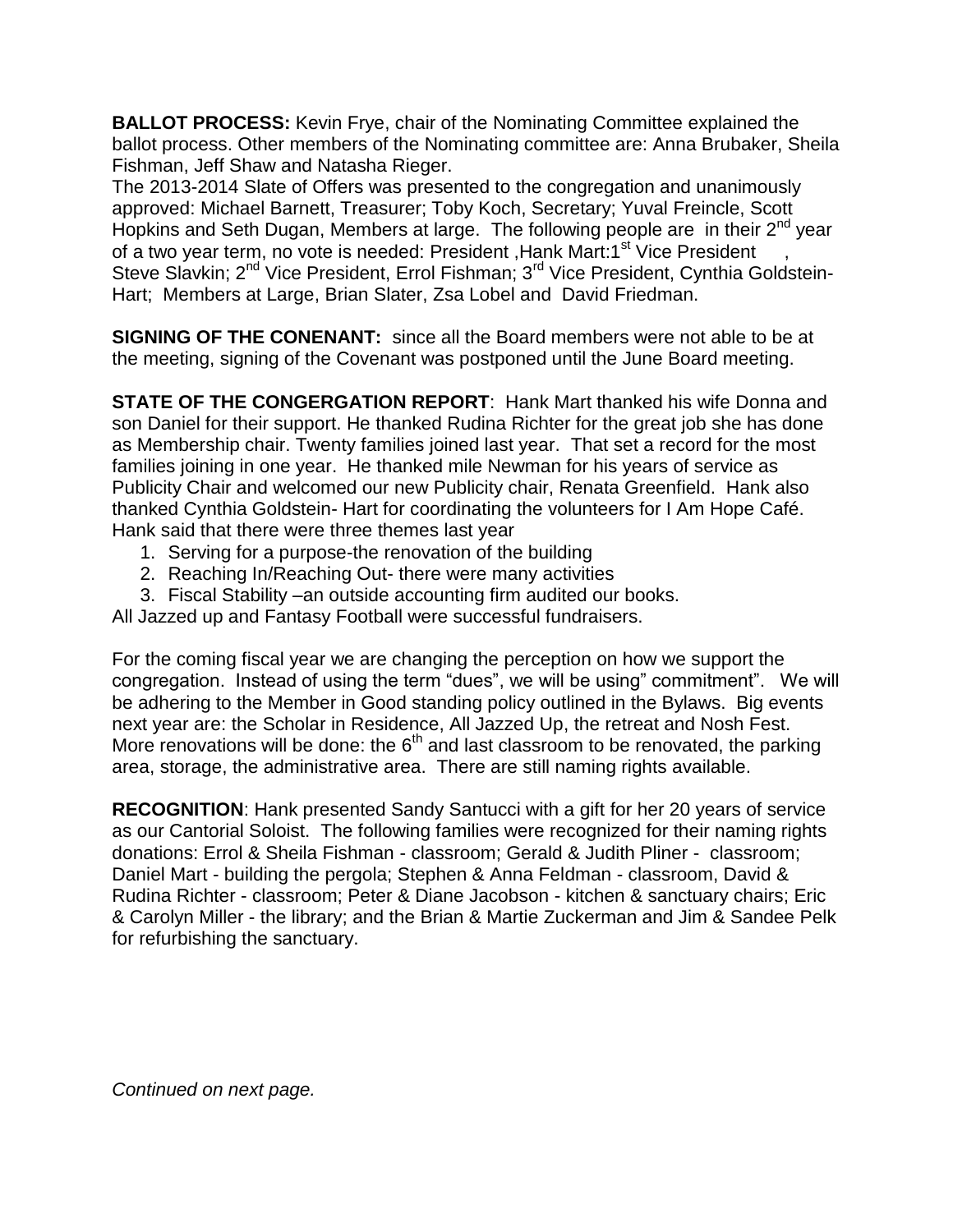**BALLOT PROCESS:** Kevin Frye, chair of the Nominating Committee explained the ballot process. Other members of the Nominating committee are: Anna Brubaker, Sheila Fishman, Jeff Shaw and Natasha Rieger.

The 2013-2014 Slate of Offers was presented to the congregation and unanimously approved: Michael Barnett, Treasurer; Toby Koch, Secretary; Yuval Freincle, Scott Hopkins and Seth Dugan, Members at large. The following people are in their 2nd year of a two year term, no vote is needed: President ,Hank Mart:1st Vice President , Steve Slavkin; 2nd Vice President, Errol Fishman; 3rd Vice President, Cynthia Goldstein-Hart; Members at Large, Brian Slater, Zsa Lobel and David Friedman.

**SIGNING OF THE CONENANT:** since all the Board members were not able to be at the meeting, signing of the Covenant was postponed until the June Board meeting.

**STATE OF THE CONGERGATION REPORT**: Hank Mart thanked his wife Donna and son Daniel for their support. He thanked Rudina Richter for the great job she has done as Membership chair. Twenty families joined last year. That set a record for the most families joining in one year. He thanked mile Newman for his years of service as Publicity Chair and welcomed our new Publicity chair, Renata Greenfield. Hank also thanked Cynthia Goldstein- Hart for coordinating the volunteers for I Am Hope Café. Hank said that there were three themes last year

1. Serving for a purpose-the renovation of the building
2. Reaching In/Reaching Out- there were many activities
3. Fiscal Stability –an outside accounting firm audited our books.

All Jazzed up and Fantasy Football were successful fundraisers.

For the coming fiscal year we are changing the perception on how we support the congregation. Instead of using the term "dues", we will be using" commitment". We will be adhering to the Member in Good standing policy outlined in the Bylaws. Big events next year are: the Scholar in Residence, All Jazzed Up, the retreat and Nosh Fest. More renovations will be done: the 6th and last classroom to be renovated, the parking area, storage, the administrative area. There are still naming rights available.

**RECOGNITION**: Hank presented Sandy Santucci with a gift for her 20 years of service as our Cantorial Soloist. The following families were recognized for their naming rights donations: Errol & Sheila Fishman - classroom; Gerald & Judith Pliner - classroom; Daniel Mart - building the pergola; Stephen & Anna Feldman - classroom, David & Rudina Richter - classroom; Peter & Diane Jacobson - kitchen & sanctuary chairs; Eric & Carolyn Miller - the library; and the Brian & Martie Zuckerman and Jim & Sandee Pelk for refurbishing the sanctuary.

*Continued on next page.*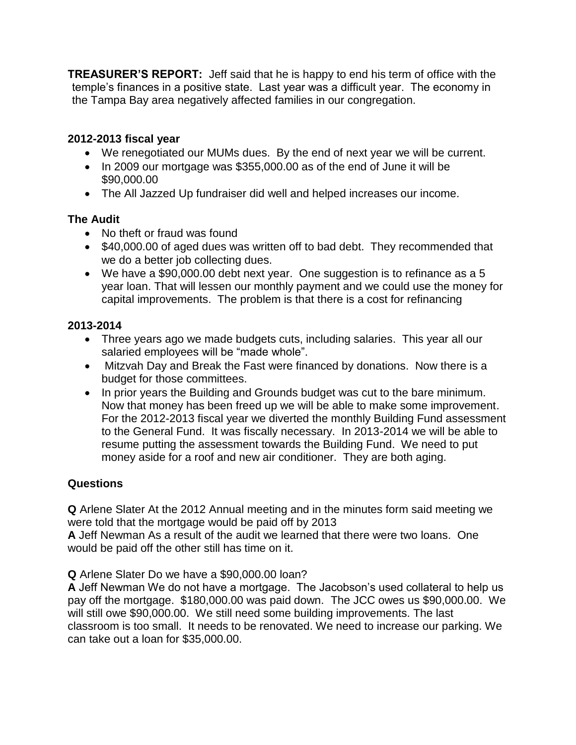**TREASURER'S REPORT:** Jeff said that he is happy to end his term of office with the temple's finances in a positive state. Last year was a difficult year. The economy in the Tampa Bay area negatively affected families in our congregation.

### 2012-2013 fiscal year

- We renegotiated our MUMs dues. By the end of next year we will be current.
- In 2009 our mortgage was $355,000.00 as of the end of June it will be $90,000.00
- The All Jazzed Up fundraiser did well and helped increases our income.

### The Audit

- No theft or fraud was found
- $40,000.00 of aged dues was written off to bad debt. They recommended that we do a better job collecting dues.
- We have a $90,000.00 debt next year. One suggestion is to refinance as a 5 year loan. That will lessen our monthly payment and we could use the money for capital improvements. The problem is that there is a cost for refinancing

### 2013-2014

- Three years ago we made budgets cuts, including salaries. This year all our salaried employees will be "made whole".
- Mitzvah Day and Break the Fast were financed by donations. Now there is a budget for those committees.
- In prior years the Building and Grounds budget was cut to the bare minimum. Now that money has been freed up we will be able to make some improvement. For the 2012-2013 fiscal year we diverted the monthly Building Fund assessment to the General Fund. It was fiscally necessary. In 2013-2014 we will be able to resume putting the assessment towards the Building Fund. We need to put money aside for a roof and new air conditioner. They are both aging.

### Questions

**Q** Arlene Slater At the 2012 Annual meeting and in the minutes form said meeting we were told that the mortgage would be paid off by 2013
**A** Jeff Newman As a result of the audit we learned that there were two loans. One would be paid off the other still has time on it.

**Q** Arlene Slater Do we have a $90,000.00 loan?
**A** Jeff Newman We do not have a mortgage. The Jacobson's used collateral to help us pay off the mortgage. $180,000.00 was paid down. The JCC owes us $90,000.00. We will still owe $90,000.00. We still need some building improvements. The last classroom is too small. It needs to be renovated. We need to increase our parking. We can take out a loan for $35,000.00.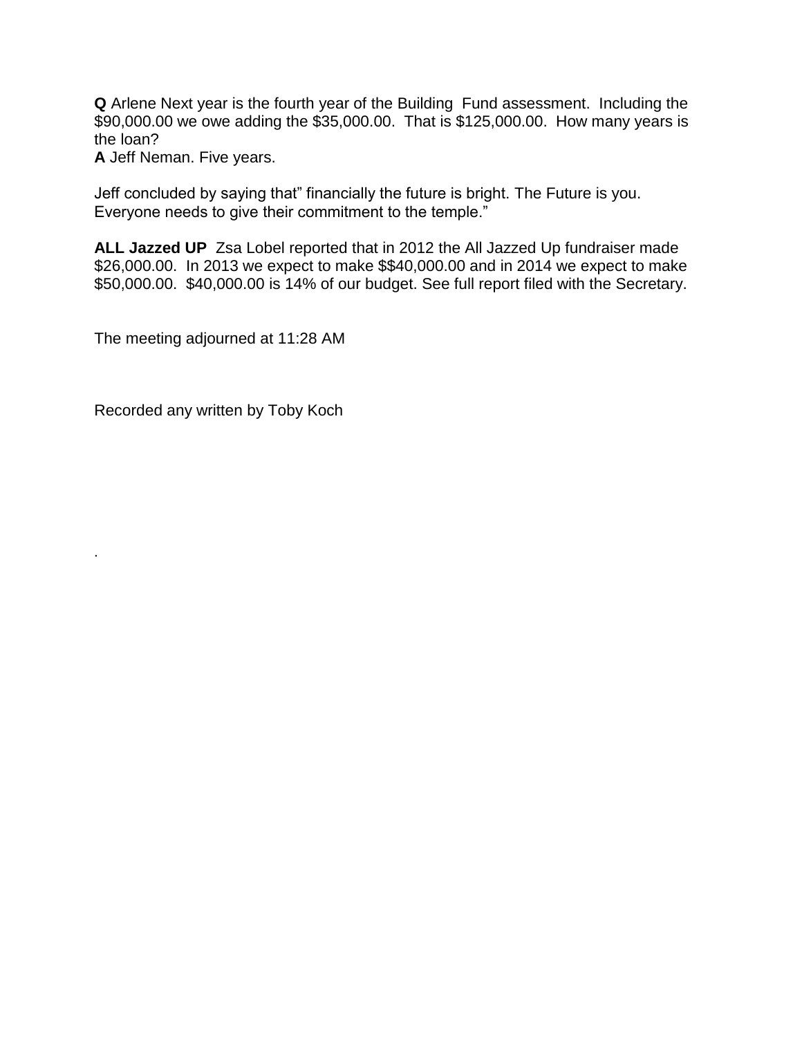**Q** Arlene Next year is the fourth year of the Building  Fund assessment.  Including the $90,000.00 we owe adding the $35,000.00.  That is $125,000.00.  How many years is the loan?
**A** Jeff Neman. Five years.

Jeff concluded by saying that" financially the future is bright. The Future is you. Everyone needs to give their commitment to the temple."

**ALL Jazzed UP**  Zsa Lobel reported that in 2012 the All Jazzed Up fundraiser made $26,000.00.  In 2013 we expect to make $$40,000.00 and in 2014 we expect to make $50,000.00.  $40,000.00 is 14% of our budget. See full report filed with the Secretary.

The meeting adjourned at 11:28 AM

Recorded any written by Toby Koch

.